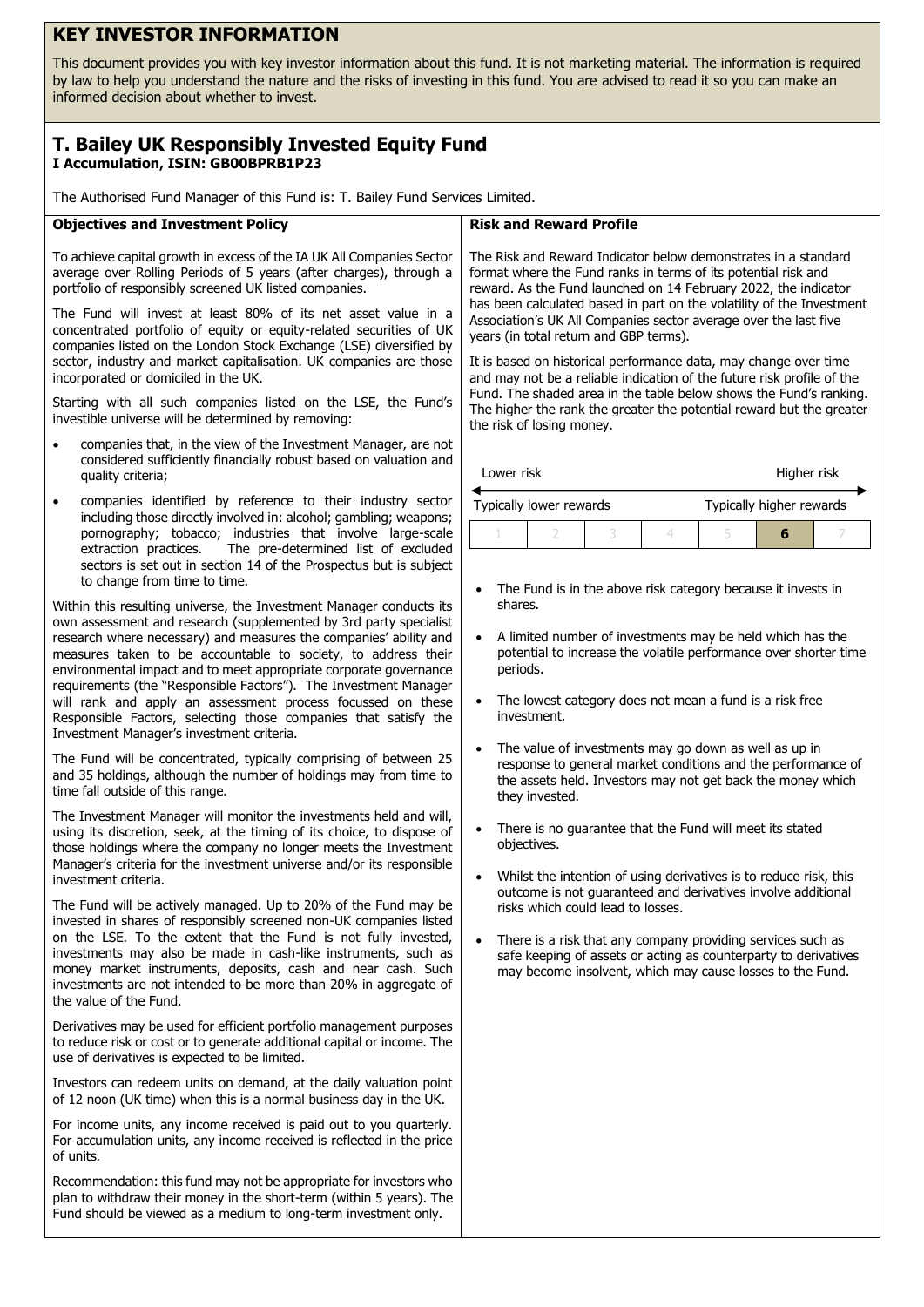# KEY INVESTOR INFORMATION

This document provides you with key investor information about this fund. It is not marketing material. The information is required by law to help you understand the nature and the risks of investing in this fund. You are advised to read it so you can make an informed decision about whether to invest.

## T. Bailey UK Responsibly Invested Equity Fund

**I Accumulation, ISIN: GB00BPRB1P23**

The Authorised Fund Manager of this Fund is: T. Bailey Fund Services Limited.

### Objectives and Investment Policy

To achieve capital growth in excess of the IA UK All Companies Sector average over Rolling Periods of 5 years (after charges), through a portfolio of responsibly screened UK listed companies.

The Fund will invest at least 80% of its net asset value in a concentrated portfolio of equity or equity-related securities of UK companies listed on the London Stock Exchange (LSE) diversified by sector, industry and market capitalisation. UK companies are those incorporated or domiciled in the UK.

Starting with all such companies listed on the LSE, the Fund's investible universe will be determined by removing:

- companies that, in the view of the Investment Manager, are not considered sufficiently financially robust based on valuation and quality criteria;
- companies identified by reference to their industry sector including those directly involved in: alcohol; gambling; weapons; pornography; tobacco; industries that involve large-scale extraction practices. The pre-determined list of excluded sectors is set out in section 14 of the Prospectus but is subject to change from time to time.

Within this resulting universe, the Investment Manager conducts its own assessment and research (supplemented by 3rd party specialist research where necessary) and measures the companies' ability and measures taken to be accountable to society, to address their environmental impact and to meet appropriate corporate governance requirements (the "Responsible Factors"). The Investment Manager will rank and apply an assessment process focussed on these Responsible Factors, selecting those companies that satisfy the Investment Manager's investment criteria.

The Fund will be concentrated, typically comprising of between 25 and 35 holdings, although the number of holdings may from time to time fall outside of this range.

The Investment Manager will monitor the investments held and will, using its discretion, seek, at the timing of its choice, to dispose of those holdings where the company no longer meets the Investment Manager's criteria for the investment universe and/or its responsible investment criteria.

The Fund will be actively managed. Up to 20% of the Fund may be invested in shares of responsibly screened non-UK companies listed on the LSE. To the extent that the Fund is not fully invested, investments may also be made in cash-like instruments, such as money market instruments, deposits, cash and near cash. Such investments are not intended to be more than 20% in aggregate of the value of the Fund.

Derivatives may be used for efficient portfolio management purposes to reduce risk or cost or to generate additional capital or income. The use of derivatives is expected to be limited.

Investors can redeem units on demand, at the daily valuation point of 12 noon (UK time) when this is a normal business day in the UK.

For income units, any income received is paid out to you quarterly. For accumulation units, any income received is reflected in the price of units.

Recommendation: this fund may not be appropriate for investors who plan to withdraw their money in the short-term (within 5 years). The Fund should be viewed as a medium to long-term investment only.

### Risk and Reward Profile

The Risk and Reward Indicator below demonstrates in a standard format where the Fund ranks in terms of its potential risk and reward. As the Fund launched on 14 February 2022, the indicator has been calculated based in part on the volatility of the Investment Association's UK All Companies sector average over the last five years (in total return and GBP terms).

It is based on historical performance data, may change over time and may not be a reliable indication of the future risk profile of the Fund. The shaded area in the table below shows the Fund's ranking. The higher the rank the greater the potential reward but the greater the risk of losing money.

| Lower risk | | | | | | Higher risk |
|---|---|---|---|---|---|---|
| Typically lower rewards | | | | | | Typically higher rewards |
| 1 | 2 | 3 | 4 | 5 | **6** | 7 |

- The Fund is in the above risk category because it invests in shares.
- A limited number of investments may be held which has the potential to increase the volatile performance over shorter time periods.
- The lowest category does not mean a fund is a risk free investment.
- The value of investments may go down as well as up in response to general market conditions and the performance of the assets held. Investors may not get back the money which they invested.
- There is no guarantee that the Fund will meet its stated objectives.
- Whilst the intention of using derivatives is to reduce risk, this outcome is not guaranteed and derivatives involve additional risks which could lead to losses.
- There is a risk that any company providing services such as safe keeping of assets or acting as counterparty to derivatives may become insolvent, which may cause losses to the Fund.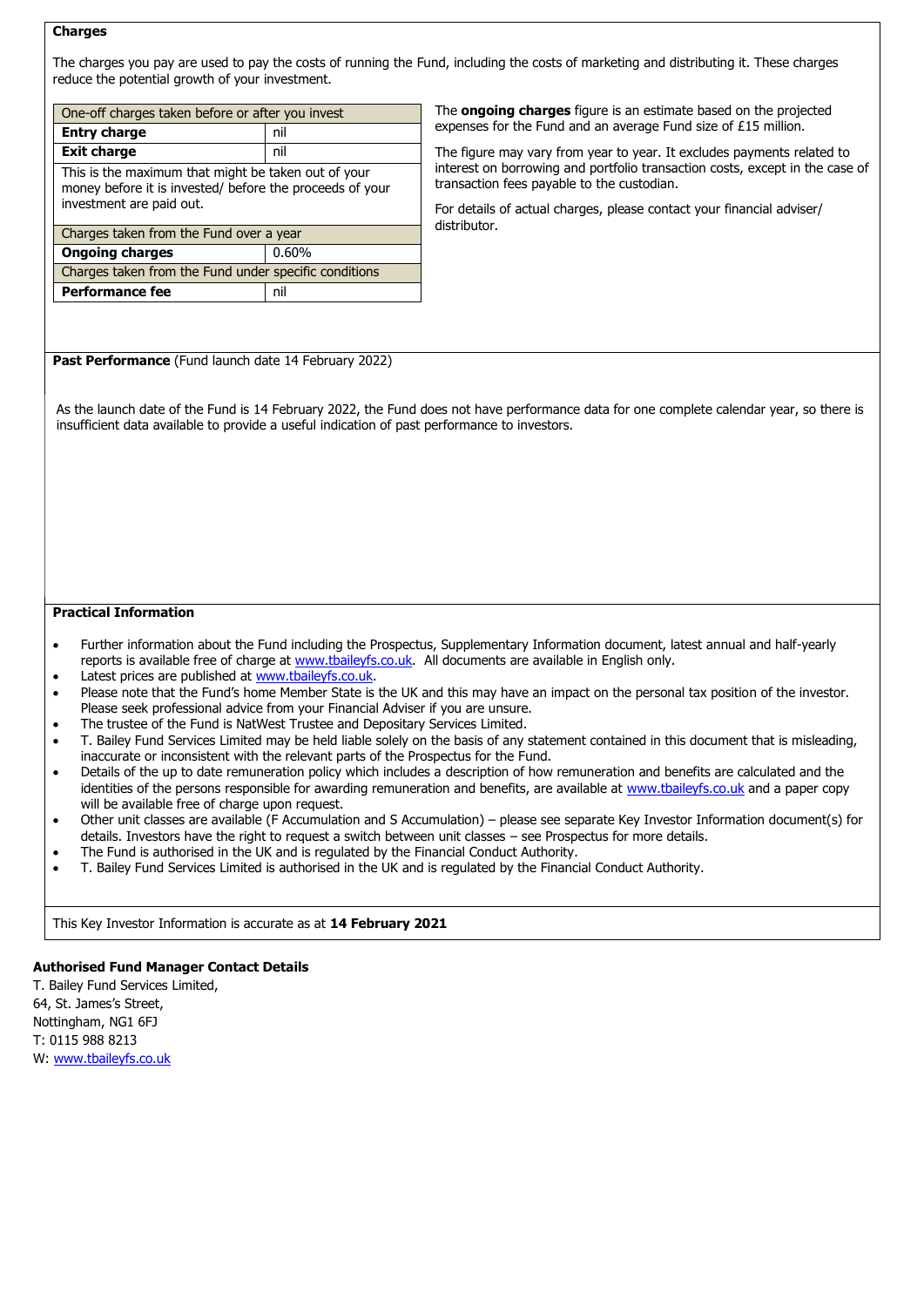## Charges

The charges you pay are used to pay the costs of running the Fund, including the costs of marketing and distributing it. These charges reduce the potential growth of your investment.

| | |
|---|---|
| One-off charges taken before or after you invest | |
| **Entry charge** | nil |
| **Exit charge** | nil |
| This is the maximum that might be taken out of your money before it is invested/ before the proceeds of your investment are paid out. | |
| Charges taken from the Fund over a year | |
| **Ongoing charges** | 0.60% |
| Charges taken from the Fund under specific conditions | |
| **Performance fee** | nil |

The **ongoing charges** figure is an estimate based on the projected expenses for the Fund and an average Fund size of £15 million.

The figure may vary from year to year. It excludes payments related to interest on borrowing and portfolio transaction costs, except in the case of transaction fees payable to the custodian.

For details of actual charges, please contact your financial adviser/ distributor.

## Past Performance (Fund launch date 14 February 2022)

As the launch date of the Fund is 14 February 2022, the Fund does not have performance data for one complete calendar year, so there is insufficient data available to provide a useful indication of past performance to investors.

## Practical Information

- Further information about the Fund including the Prospectus, Supplementary Information document, latest annual and half-yearly reports is available free of charge at www.tbaileyfs.co.uk. All documents are available in English only.
- Latest prices are published at www.tbaileyfs.co.uk.
- Please note that the Fund's home Member State is the UK and this may have an impact on the personal tax position of the investor. Please seek professional advice from your Financial Adviser if you are unsure.
- The trustee of the Fund is NatWest Trustee and Depositary Services Limited.
- T. Bailey Fund Services Limited may be held liable solely on the basis of any statement contained in this document that is misleading, inaccurate or inconsistent with the relevant parts of the Prospectus for the Fund.
- Details of the up to date remuneration policy which includes a description of how remuneration and benefits are calculated and the identities of the persons responsible for awarding remuneration and benefits, are available at www.tbaileyfs.co.uk and a paper copy will be available free of charge upon request.
- Other unit classes are available (F Accumulation and S Accumulation) – please see separate Key Investor Information document(s) for details. Investors have the right to request a switch between unit classes – see Prospectus for more details.
- The Fund is authorised in the UK and is regulated by the Financial Conduct Authority.
- T. Bailey Fund Services Limited is authorised in the UK and is regulated by the Financial Conduct Authority.

This Key Investor Information is accurate as at **14 February 2021**

**Authorised Fund Manager Contact Details**

T. Bailey Fund Services Limited,
64, St. James's Street,
Nottingham, NG1 6FJ
T: 0115 988 8213
W: www.tbaileyfs.co.uk